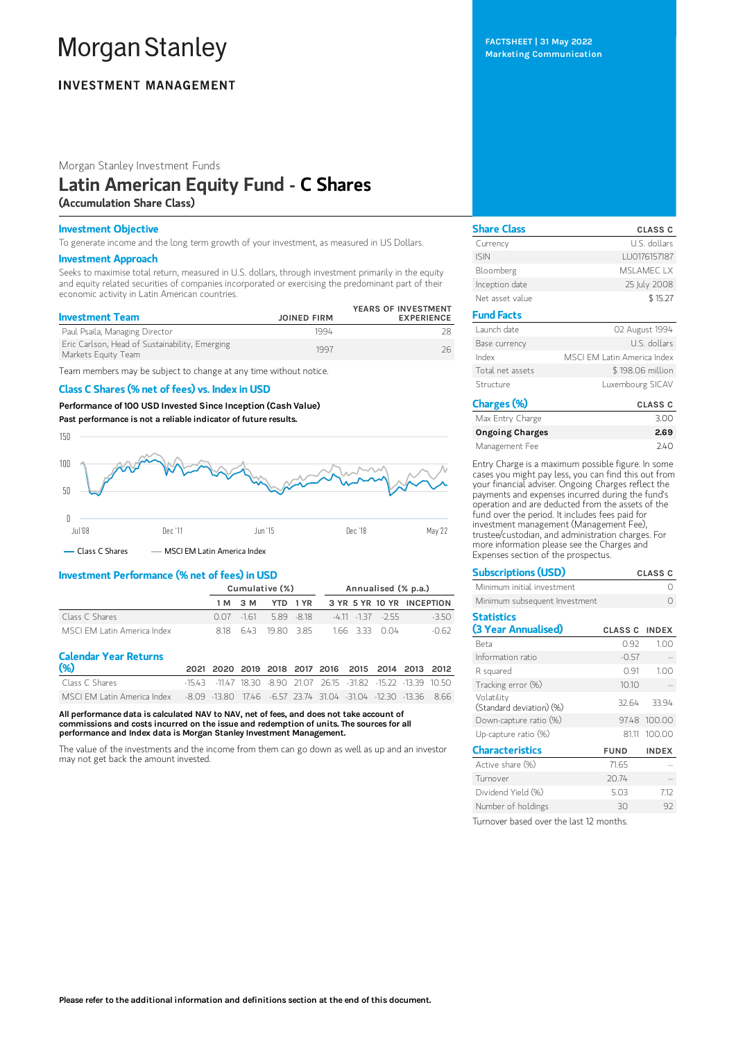# Morgan Stanley

## INVESTMENT MANAGEMENT

FACTSHEET | 31 May 2022
Marketing Communication

Morgan Stanley Investment Funds

# Latin American Equity Fund - C Shares

**(Accumulation Share Class)**

### Investment Objective

To generate income and the long term growth of your investment, as measured in US Dollars.

### Investment Approach

Seeks to maximise total return, measured in U.S. dollars, through investment primarily in the equity and equity related securities of companies incorporated or exercising the predominant part of their economic activity in Latin American countries.

| Investment Team | JOINED FIRM | YEARS OF INVESTMENT EXPERIENCE |
|---|---|---|
| Paul Psaila, Managing Director | 1994 | 28 |
| Eric Carlson, Head of Sustainability, Emerging Markets Equity Team | 1997 | 26 |

Team members may be subject to change at any time without notice.

### Class C Shares (% net of fees) vs. Index in USD

**Performance of 100 USD Invested Since Inception (Cash Value)**

**Past performance is not a reliable indicator of future results.**

— Class C Shares — MSCI EM Latin America Index

### Investment Performance (% net of fees) in USD

| | Cumulative (%) | | | | Annualised (% p.a.) | | | |
|---|---|---|---|---|---|---|---|---|
| | 1 M | 3 M | YTD | 1 YR | 3 YR | 5 YR | 10 YR | INCEPTION |
| Class C Shares | 0.07 | -1.61 | 5.89 | -8.18 | -4.11 | -1.37 | -2.55 | -3.50 |
| MSCI EM Latin America Index | 8.18 | 6.43 | 19.80 | 3.85 | 1.66 | 3.33 | 0.04 | -0.62 |

### Calendar Year Returns (%)

| | 2021 | 2020 | 2019 | 2018 | 2017 | 2016 | 2015 | 2014 | 2013 | 2012 |
|---|---|---|---|---|---|---|---|---|---|---|
| Class C Shares | -15.43 | -11.47 | 18.30 | -8.90 | 21.07 | 26.15 | -31.82 | -15.22 | -13.39 | 10.50 |
| MSCI EM Latin America Index | -8.09 | -13.80 | 17.46 | -6.57 | 23.74 | 31.04 | -31.04 | -12.30 | -13.36 | 8.66 |

**All performance data is calculated NAV to NAV, net of fees, and does not take account of commissions and costs incurred on the issue and redemption of units. The sources for all performance and Index data is Morgan Stanley Investment Management.**

The value of the investments and the income from them can go down as well as up and an investor may not get back the amount invested.

| Share Class | CLASS C |
|---|---|
| Currency | U.S. dollars |
| ISIN | LU0176157187 |
| Bloomberg | MSLAMEC LX |
| Inception date | 25 July 2008 |
| Net asset value | $ 15.27 |

| Fund Facts | |
|---|---|
| Launch date | 02 August 1994 |
| Base currency | U.S. dollars |
| Index | MSCI EM Latin America Index |
| Total net assets | $ 198.06 million |
| Structure | Luxembourg SICAV |

| Charges (%) | CLASS C |
|---|---|
| Max Entry Charge | 3.00 |
| **Ongoing Charges** | **2.69** |
| Management Fee | 2.40 |

Entry Charge is a maximum possible figure. In some cases you might pay less, you can find this out from your financial adviser. Ongoing Charges reflect the payments and expenses incurred during the fund's operation and are deducted from the assets of the fund over the period. It includes fees paid for investment management (Management Fee), trustee/custodian, and administration charges. For more information please see the Charges and Expenses section of the prospectus.

| Subscriptions (USD) | CLASS C |
|---|---|
| Minimum initial investment | 0 |
| Minimum subsequent Investment | 0 |

| Statistics (3 Year Annualised) | CLASS C | INDEX |
|---|---|---|
| Beta | 0.92 | 1.00 |
| Information ratio | -0.57 | -- |
| R squared | 0.91 | 1.00 |
| Tracking error (%) | 10.10 | -- |
| Volatility (Standard deviation) (%) | 32.64 | 33.94 |
| Down-capture ratio (%) | 97.48 | 100.00 |
| Up-capture ratio (%) | 81.11 | 100.00 |

| Characteristics | FUND | INDEX |
|---|---|---|
| Active share (%) | 71.65 | -- |
| Turnover | 20.74 | -- |
| Dividend Yield (%) | 5.03 | 7.12 |
| Number of holdings | 30 | 92 |

Turnover based over the last 12 months.

**Please refer to the additional information and definitions section at the end of this document.**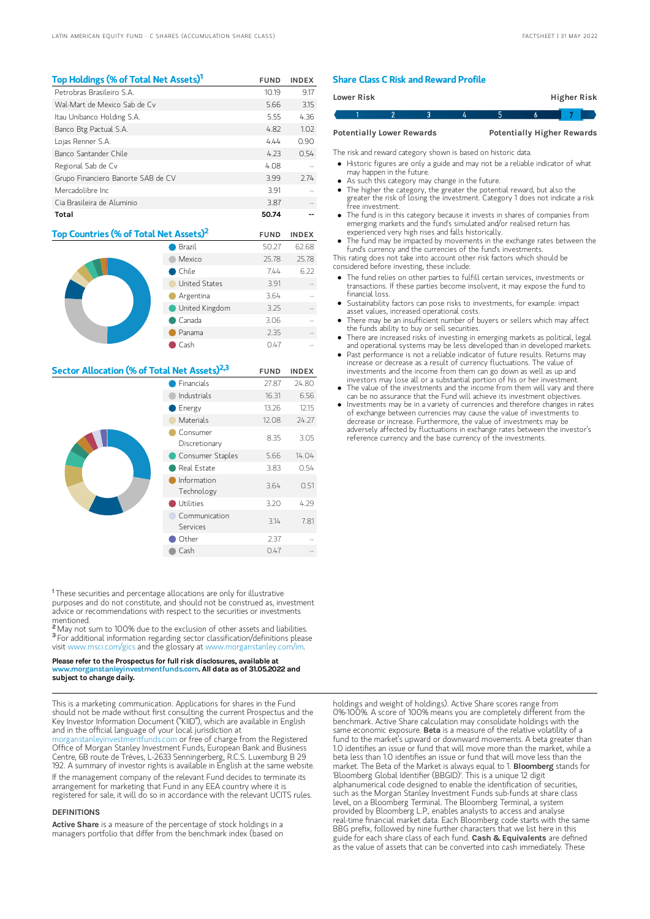## Top Holdings (% of Total Net Assets)[1]

| | FUND | INDEX |
|---|---|---|
| Petrobras Brasileiro S.A. | 10.19 | 9.17 |
| Wal-Mart de Mexico Sab de Cv | 5.66 | 3.15 |
| Itau Unibanco Holding S.A. | 5.55 | 4.36 |
| Banco Btg Pactual S.A. | 4.82 | 1.02 |
| Lojas Renner S.A. | 4.44 | 0.90 |
| Banco Santander Chile | 4.23 | 0.54 |
| Regional Sab de Cv | 4.08 | -- |
| Grupo Financiero Banorte SAB de CV | 3.99 | 2.74 |
| Mercadolibre Inc | 3.91 | -- |
| Cia Brasileira de Aluminio | 3.87 | -- |
| **Total** | **50.74** | **--** |

## Top Countries (% of Total Net Assets)[2]

| | FUND | INDEX |
|---|---|---|
| Brazil | 50.27 | 62.68 |
| Mexico | 25.78 | 25.78 |
| Chile | 7.44 | 6.22 |
| United States | 3.91 | -- |
| Argentina | 3.64 | -- |
| United Kingdom | 3.25 | -- |
| Canada | 3.06 | -- |
| Panama | 2.35 | -- |
| Cash | 0.47 | -- |

## Sector Allocation (% of Total Net Assets)[2,3]

| | FUND | INDEX |
|---|---|---|
| Financials | 27.87 | 24.80 |
| Industrials | 16.31 | 6.56 |
| Energy | 13.26 | 12.15 |
| Materials | 12.08 | 24.27 |
| Consumer Discretionary | 8.35 | 3.05 |
| Consumer Staples | 5.66 | 14.04 |
| Real Estate | 3.83 | 0.54 |
| Information Technology | 3.64 | 0.51 |
| Utilities | 3.20 | 4.29 |
| Communication Services | 3.14 | 7.81 |
| Other | 2.37 | -- |
| Cash | 0.47 | -- |

[1] These securities and percentage allocations are only for illustrative purposes and do not constitute, and should not be construed as, investment advice or recommendations with respect to the securities or investments mentioned.
[2] May not sum to 100% due to the exclusion of other assets and liabilities.
[3] For additional information regarding sector classification/definitions please visit www.msci.com/gics and the glossary at www.morganstanley.com/im.

**Please refer to the Prospectus for full risk disclosures, available at www.morganstanleyinvestmentfunds.com. All data as of 31.05.2022 and subject to change daily.**

## Share Class C Risk and Reward Profile

| Lower Risk | | | | | | Higher Risk |
|---|---|---|---|---|---|---|
| 1 | 2 | 3 | 4 | 5 | 6 | **7** |
| Potentially Lower Rewards | | | | | | Potentially Higher Rewards |

The risk and reward category shown is based on historic data.

- Historic figures are only a guide and may not be a reliable indicator of what may happen in the future.
- As such this category may change in the future.
- The higher the category, the greater the potential reward, but also the greater the risk of losing the investment. Category 1 does not indicate a risk free investment.
- The fund is in this category because it invests in shares of companies from emerging markets and the fund's simulated and/or realised return has experienced very high rises and falls historically.
- The fund may be impacted by movements in the exchange rates between the fund's currency and the currencies of the fund's investments.

This rating does not take into account other risk factors which should be considered before investing, these include:

- The fund relies on other parties to fulfill certain services, investments or transactions. If these parties become insolvent, it may expose the fund to financial loss.
- Sustainability factors can pose risks to investments, for example: impact asset values, increased operational costs.
- There may be an insufficient number of buyers or sellers which may affect the funds ability to buy or sell securities.
- There are increased risks of investing in emerging markets as political, legal and operational systems may be less developed than in developed markets.
- Past performance is not a reliable indicator of future results. Returns may increase or decrease as a result of currency fluctuations. The value of investments and the income from them can go down as well as up and investors may lose all or a substantial portion of his or her investment.
- The value of the investments and the income from them will vary and there can be no assurance that the Fund will achieve its investment objectives.
- Investments may be in a variety of currencies and therefore changes in rates of exchange between currencies may cause the value of investments to decrease or increase. Furthermore, the value of investments may be adversely affected by fluctuations in exchange rates between the investor's reference currency and the base currency of the investments.

This is a marketing communication. Applications for shares in the Fund should not be made without first consulting the current Prospectus and the Key Investor Information Document ("KIID"), which are available in English and in the official language of your local jurisdiction at morganstanleyinvestmentfunds.com or free of charge from the Registered Office of Morgan Stanley Investment Funds, European Bank and Business Centre, 6B route de Trèves, L-2633 Senningerberg, R.C.S. Luxemburg B 29 192. A summary of investor rights is available in English at the same website.

If the management company of the relevant Fund decides to terminate its arrangement for marketing that Fund in any EEA country where it is registered for sale, it will do so in accordance with the relevant UCITS rules.

### DEFINITIONS

**Active Share** is a measure of the percentage of stock holdings in a managers portfolio that differ from the benchmark index (based on holdings and weight of holdings). Active Share scores range from 0%-100%. A score of 100% means you are completely different from the benchmark. Active Share calculation may consolidate holdings with the same economic exposure. **Beta** is a measure of the relative volatility of a fund to the market's upward or downward movements. A beta greater than 1.0 identifies an issue or fund that will move more than the market, while a beta less than 1.0 identifies an issue or fund that will move less than the market. The Beta of the Market is always equal to 1. **Bloomberg** stands for 'Bloomberg Global Identifier (BBGID)'. This is a unique 12 digit alphanumerical code designed to enable the identification of securities, such as the Morgan Stanley Investment Funds sub-funds at share class level, on a Bloomberg Terminal. The Bloomberg Terminal, a system provided by Bloomberg L.P., enables analysts to access and analyse real-time financial market data. Each Bloomberg code starts with the same BBG prefix, followed by nine further characters that we list here in this guide for each share class of each fund. **Cash & Equivalents** are defined as the value of assets that can be converted into cash immediately. These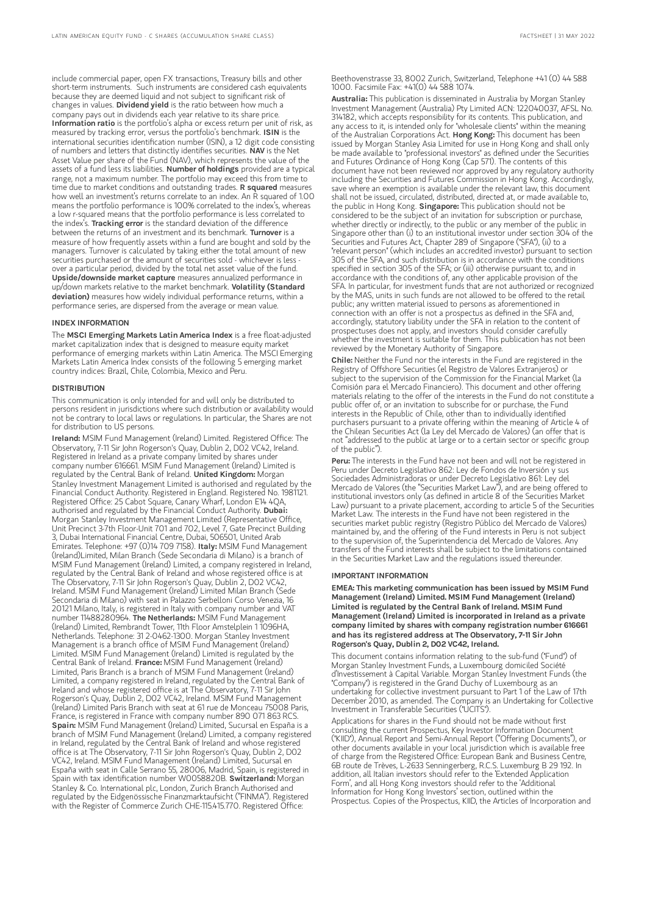include commercial paper, open FX transactions, Treasury bills and other short-term instruments. Such instruments are considered cash equivalents because they are deemed liquid and not subject to significant risk of changes in values. **Dividend yield** is the ratio between how much a company pays out in dividends each year relative to its share price. **Information ratio** is the portfolio's alpha or excess return per unit of risk, as measured by tracking error, versus the portfolio's benchmark. **ISIN** is the international securities identification number (ISIN), a 12 digit code consisting of numbers and letters that distinctly identifies securities. **NAV** is the Net Asset Value per share of the Fund (NAV), which represents the value of the assets of a fund less its liabilities. **Number of holdings** provided are a typical range, not a maximum number. The portfolio may exceed this from time to time due to market conditions and outstanding trades. **R squared** measures how well an investment's returns correlate to an index. An R squared of 1.00 means the portfolio performance is 100% correlated to the index's, whereas a low r-squared means that the portfolio performance is less correlated to the index's. **Tracking error** is the standard deviation of the difference between the returns of an investment and its benchmark. **Turnover** is a measure of how frequently assets within a fund are bought and sold by the managers. Turnover is calculated by taking either the total amount of new securities purchased or the amount of securities sold - whichever is less - over a particular period, divided by the total net asset value of the fund. **Upside/downside market capture** measures annualized performance in up/down markets relative to the market benchmark. **Volatility (Standard deviation)** measures how widely individual performance returns, within a performance series, are dispersed from the average or mean value.

## INDEX INFORMATION

The **MSCI Emerging Markets Latin America Index** is a free float-adjusted market capitalization index that is designed to measure equity market performance of emerging markets within Latin America. The MSCI Emerging Markets Latin America Index consists of the following 5 emerging market country indices: Brazil, Chile, Colombia, Mexico and Peru.

## DISTRIBUTION

This communication is only intended for and will only be distributed to persons resident in jurisdictions where such distribution or availability would not be contrary to local laws or regulations. In particular, the Shares are not for distribution to US persons.

**Ireland:** MSIM Fund Management (Ireland) Limited. Registered Office: The Observatory, 7-11 Sir John Rogerson's Quay, Dublin 2, D02 VC42, Ireland. Registered in Ireland as a private company limited by shares under company number 616661. MSIM Fund Management (Ireland) Limited is regulated by the Central Bank of Ireland. **United Kingdom:** Morgan Stanley Investment Management Limited is authorised and regulated by the Financial Conduct Authority. Registered in England. Registered No. 1981121. Registered Office: 25 Cabot Square, Canary Wharf, London E14 4QA, authorised and regulated by the Financial Conduct Authority. **Dubai:** Morgan Stanley Investment Management Limited (Representative Office, Unit Precinct 3-7th Floor-Unit 701 and 702, Level 7, Gate Precinct Building 3, Dubai International Financial Centre, Dubai, 506501, United Arab Emirates. Telephone: +97 (0)14 709 7158). **Italy:** MSIM Fund Management (Ireland)Limited, Milan Branch (Sede Secondaria di Milano) is a branch of MSIM Fund Management (Ireland) Limited, a company registered in Ireland, regulated by the Central Bank of Ireland and whose registered office is at The Observatory, 7-11 Sir John Rogerson's Quay, Dublin 2, D02 VC42, Ireland. MSIM Fund Management (Ireland) Limited Milan Branch (Sede Secondaria di Milano) with seat in Palazzo Serbelloni Corso Venezia, 16 20121 Milano, Italy, is registered in Italy with company number and VAT number 11488280964. **The Netherlands:** MSIM Fund Management (Ireland) Limited, Rembrandt Tower, 11th Floor Amstelplein 1 1096HA, Netherlands. Telephone: 31 2-0462-1300. Morgan Stanley Investment Management is a branch office of MSIM Fund Management (Ireland) Limited. MSIM Fund Management (Ireland) Limited is regulated by the Central Bank of Ireland. **France:** MSIM Fund Management (Ireland) Limited, Paris Branch is a branch of MSIM Fund Management (Ireland) Limited, a company registered in Ireland, regulated by the Central Bank of Ireland and whose registered office is at The Observatory, 7-11 Sir John Rogerson's Quay, Dublin 2, D02 VC42, Ireland. MSIM Fund Management (Ireland) Limited Paris Branch with seat at 61 rue de Monceau 75008 Paris, France, is registered in France with company number 890 071 863 RCS. **Spain:** MSIM Fund Management (Ireland) Limited, Sucursal en España is a branch of MSIM Fund Management (Ireland) Limited, a company registered in Ireland, regulated by the Central Bank of Ireland and whose registered office is at The Observatory, 7-11 Sir John Rogerson's Quay, Dublin 2, D02 VC42, Ireland. MSIM Fund Management (Ireland) Limited, Sucursal en España with seat in Calle Serrano 55, 28006, Madrid, Spain, is registered in Spain with tax identification number W0058820B. **Switzerland:** Morgan Stanley & Co. International plc, London, Zurich Branch Authorised and regulated by the Eidgenössische Finanzmarktaufsicht ("FINMA"). Registered with the Register of Commerce Zurich CHE-115.415.770. Registered Office: Beethovenstrasse 33, 8002 Zurich, Switzerland, Telephone +41 (0) 44 588 1000. Facsimile Fax: +41(0) 44 588 1074.

**Australia:** This publication is disseminated in Australia by Morgan Stanley Investment Management (Australia) Pty Limited ACN: 122040037, AFSL No. 314182, which accepts responsibility for its contents. This publication, and any access to it, is intended only for "wholesale clients" within the meaning of the Australian Corporations Act. **Hong Kong:** This document has been issued by Morgan Stanley Asia Limited for use in Hong Kong and shall only be made available to "professional investors" as defined under the Securities and Futures Ordinance of Hong Kong (Cap 571). The contents of this document have not been reviewed nor approved by any regulatory authority including the Securities and Futures Commission in Hong Kong. Accordingly, save where an exemption is available under the relevant law, this document shall not be issued, circulated, distributed, directed at, or made available to, the public in Hong Kong. **Singapore:** This publication should not be considered to be the subject of an invitation for subscription or purchase, whether directly or indirectly, to the public or any member of the public in Singapore other than (i) to an institutional investor under section 304 of the Securities and Futures Act, Chapter 289 of Singapore ("SFA"), (ii) to a "relevant person" (which includes an accredited investor) pursuant to section 305 of the SFA, and such distribution is in accordance with the conditions specified in section 305 of the SFA; or (iii) otherwise pursuant to, and in accordance with the conditions of, any other applicable provision of the SFA. In particular, for investment funds that are not authorized or recognized by the MAS, units in such funds are not allowed to be offered to the retail public; any written material issued to persons as aforementioned in connection with an offer is not a prospectus as defined in the SFA and, accordingly, statutory liability under the SFA in relation to the content of prospectuses does not apply, and investors should consider carefully whether the investment is suitable for them. This publication has not been reviewed by the Monetary Authority of Singapore.

**Chile:** Neither the Fund nor the interests in the Fund are registered in the Registry of Offshore Securities (el Registro de Valores Extranjeros) or subject to the supervision of the Commission for the Financial Market (la Comisión para el Mercado Financiero). This document and other offering materials relating to the offer of the interests in the Fund do not constitute a public offer of, or an invitation to subscribe for or purchase, the Fund interests in the Republic of Chile, other than to individually identified purchasers pursuant to a private offering within the meaning of Article 4 of the Chilean Securities Act (la Ley del Mercado de Valores) (an offer that is not "addressed to the public at large or to a certain sector or specific group of the public").

**Peru:** The interests in the Fund have not been and will not be registered in Peru under Decreto Legislativo 862: Ley de Fondos de Inversión y sus Sociedades Administradoras or under Decreto Legislativo 861: Ley del Mercado de Valores (the "Securities Market Law"), and are being offered to institutional investors only (as defined in article 8 of the Securities Market Law) pursuant to a private placement, according to article 5 of the Securities Market Law. The interests in the Fund have not been registered in the securities market public registry (Registro Público del Mercado de Valores) maintained by, and the offering of the Fund interests in Peru is not subject to the supervision of, the Superintendencia del Mercado de Valores. Any transfers of the Fund interests shall be subject to the limitations contained in the Securities Market Law and the regulations issued thereunder.

## IMPORTANT INFORMATION

**EMEA: This marketing communication has been issued by MSIM Fund Management (Ireland) Limited. MSIM Fund Management (Ireland) Limited is regulated by the Central Bank of Ireland. MSIM Fund Management (Ireland) Limited is incorporated in Ireland as a private company limited by shares with company registration number 616661 and has its registered address at The Observatory, 7-11 Sir John Rogerson's Quay, Dublin 2, D02 VC42, Ireland.**

This document contains information relating to the sub-fund ("Fund") of Morgan Stanley Investment Funds, a Luxembourg domiciled Société d'Investissement à Capital Variable. Morgan Stanley Investment Funds (the "Company") is registered in the Grand Duchy of Luxembourg as an undertaking for collective investment pursuant to Part 1 of the Law of 17th December 2010, as amended. The Company is an Undertaking for Collective Investment in Transferable Securities ("UCITS").

Applications for shares in the Fund should not be made without first consulting the current Prospectus, Key Investor Information Document ("KIID"), Annual Report and Semi-Annual Report ("Offering Documents"), or other documents available in your local jurisdiction which is available free of charge from the Registered Office: European Bank and Business Centre, 6B route de Trèves, L-2633 Senningerberg, R.C.S. Luxemburg B 29 192. In addition, all Italian investors should refer to the 'Extended Application Form', and all Hong Kong investors should refer to the 'Additional Information for Hong Kong Investors' section, outlined within the Prospectus. Copies of the Prospectus, KIID, the Articles of Incorporation and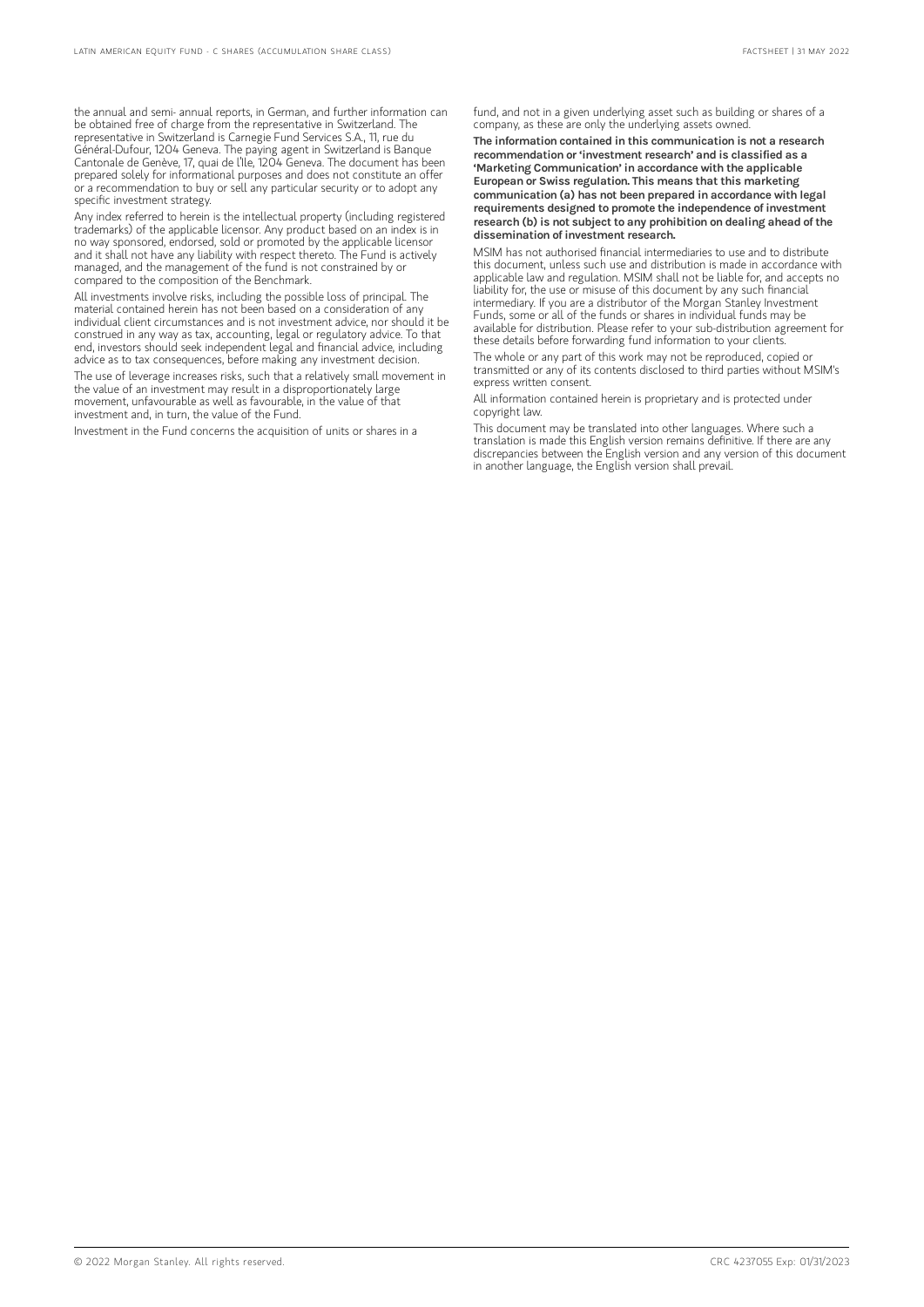the annual and semi- annual reports, in German, and further information can be obtained free of charge from the representative in Switzerland. The representative in Switzerland is Carnegie Fund Services S.A., 11, rue du Général-Dufour, 1204 Geneva. The paying agent in Switzerland is Banque Cantonale de Genève, 17, quai de l'Ile, 1204 Geneva. The document has been prepared solely for informational purposes and does not constitute an offer or a recommendation to buy or sell any particular security or to adopt any specific investment strategy.

Any index referred to herein is the intellectual property (including registered trademarks) of the applicable licensor. Any product based on an index is in no way sponsored, endorsed, sold or promoted by the applicable licensor and it shall not have any liability with respect thereto. The Fund is actively managed, and the management of the fund is not constrained by or compared to the composition of the Benchmark.

All investments involve risks, including the possible loss of principal. The material contained herein has not been based on a consideration of any individual client circumstances and is not investment advice, nor should it be construed in any way as tax, accounting, legal or regulatory advice. To that end, investors should seek independent legal and financial advice, including advice as to tax consequences, before making any investment decision.

The use of leverage increases risks, such that a relatively small movement in the value of an investment may result in a disproportionately large movement, unfavourable as well as favourable, in the value of that investment and, in turn, the value of the Fund.

Investment in the Fund concerns the acquisition of units or shares in a fund, and not in a given underlying asset such as building or shares of a company, as these are only the underlying assets owned.

**The information contained in this communication is not a research recommendation or 'investment research' and is classified as a 'Marketing Communication' in accordance with the applicable European or Swiss regulation. This means that this marketing communication (a) has not been prepared in accordance with legal requirements designed to promote the independence of investment research (b) is not subject to any prohibition on dealing ahead of the dissemination of investment research.**

MSIM has not authorised financial intermediaries to use and to distribute this document, unless such use and distribution is made in accordance with applicable law and regulation. MSIM shall not be liable for, and accepts no liability for, the use or misuse of this document by any such financial intermediary. If you are a distributor of the Morgan Stanley Investment Funds, some or all of the funds or shares in individual funds may be available for distribution. Please refer to your sub-distribution agreement for these details before forwarding fund information to your clients.

The whole or any part of this work may not be reproduced, copied or transmitted or any of its contents disclosed to third parties without MSIM's express written consent.

All information contained herein is proprietary and is protected under copyright law.

This document may be translated into other languages. Where such a translation is made this English version remains definitive. If there are any discrepancies between the English version and any version of this document in another language, the English version shall prevail.

© 2022 Morgan Stanley. All rights reserved.

CRC 4237055 Exp: 01/31/2023